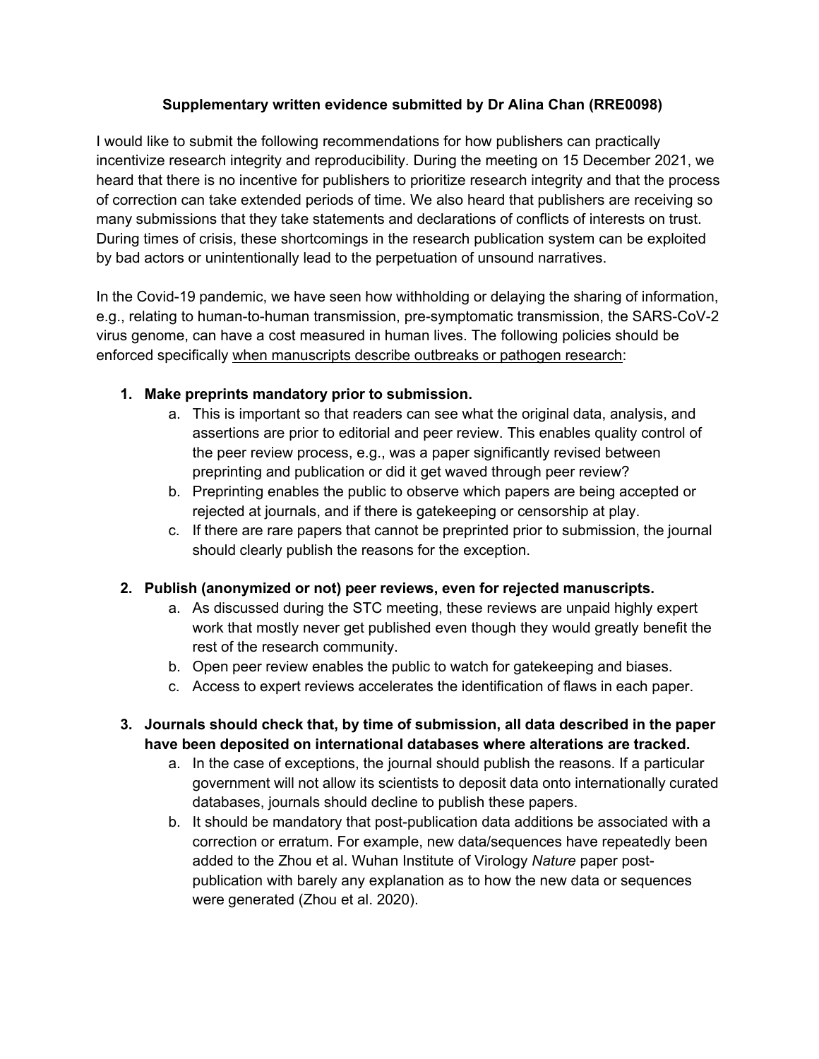**Supplementary written evidence submitted by Dr Alina Chan (RRE0098)**

I would like to submit the following recommendations for how publishers can practically incentivize research integrity and reproducibility. During the meeting on 15 December 2021, we heard that there is no incentive for publishers to prioritize research integrity and that the process of correction can take extended periods of time. We also heard that publishers are receiving so many submissions that they take statements and declarations of conflicts of interests on trust. During times of crisis, these shortcomings in the research publication system can be exploited by bad actors or unintentionally lead to the perpetuation of unsound narratives.

In the Covid-19 pandemic, we have seen how withholding or delaying the sharing of information, e.g., relating to human-to-human transmission, pre-symptomatic transmission, the SARS-CoV-2 virus genome, can have a cost measured in human lives. The following policies should be enforced specifically <u>when manuscripts describe outbreaks or pathogen research</u>:

1. **Make preprints mandatory prior to submission.**
    a. This is important so that readers can see what the original data, analysis, and assertions are prior to editorial and peer review. This enables quality control of the peer review process, e.g., was a paper significantly revised between preprinting and publication or did it get waved through peer review?
    b. Preprinting enables the public to observe which papers are being accepted or rejected at journals, and if there is gatekeeping or censorship at play.
    c. If there are rare papers that cannot be preprinted prior to submission, the journal should clearly publish the reasons for the exception.
2. **Publish (anonymized or not) peer reviews, even for rejected manuscripts.**
    a. As discussed during the STC meeting, these reviews are unpaid highly expert work that mostly never get published even though they would greatly benefit the rest of the research community.
    b. Open peer review enables the public to watch for gatekeeping and biases.
    c. Access to expert reviews accelerates the identification of flaws in each paper.
3. **Journals should check that, by time of submission, all data described in the paper have been deposited on international databases where alterations are tracked.**
    a. In the case of exceptions, the journal should publish the reasons. If a particular government will not allow its scientists to deposit data onto internationally curated databases, journals should decline to publish these papers.
    b. It should be mandatory that post-publication data additions be associated with a correction or erratum. For example, new data/sequences have repeatedly been added to the Zhou et al. Wuhan Institute of Virology *Nature* paper post-publication with barely any explanation as to how the new data or sequences were generated (Zhou et al. 2020).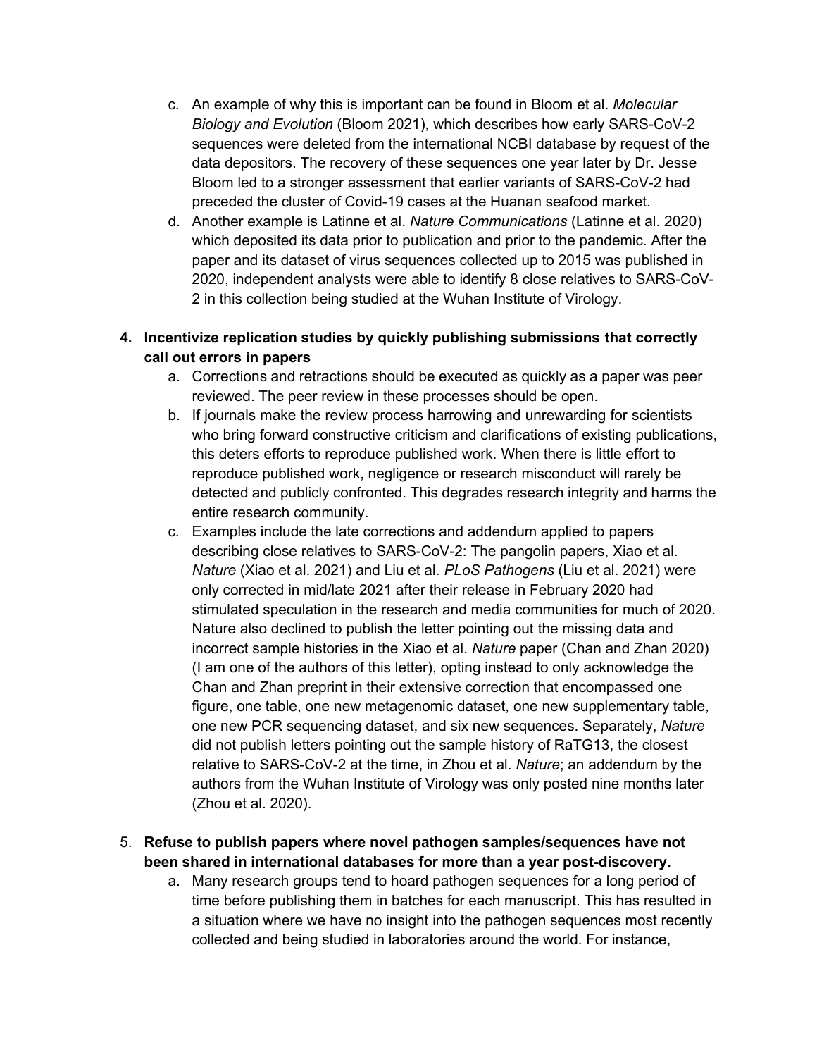c. An example of why this is important can be found in Bloom et al. *Molecular Biology and Evolution* (Bloom 2021), which describes how early SARS-CoV-2 sequences were deleted from the international NCBI database by request of the data depositors. The recovery of these sequences one year later by Dr. Jesse Bloom led to a stronger assessment that earlier variants of SARS-CoV-2 had preceded the cluster of Covid-19 cases at the Huanan seafood market.

d. Another example is Latinne et al. *Nature Communications* (Latinne et al. 2020) which deposited its data prior to publication and prior to the pandemic. After the paper and its dataset of virus sequences collected up to 2015 was published in 2020, independent analysts were able to identify 8 close relatives to SARS-CoV-2 in this collection being studied at the Wuhan Institute of Virology.

4. **Incentivize replication studies by quickly publishing submissions that correctly call out errors in papers**
   a. Corrections and retractions should be executed as quickly as a paper was peer reviewed. The peer review in these processes should be open.
   b. If journals make the review process harrowing and unrewarding for scientists who bring forward constructive criticism and clarifications of existing publications, this deters efforts to reproduce published work. When there is little effort to reproduce published work, negligence or research misconduct will rarely be detected and publicly confronted. This degrades research integrity and harms the entire research community.
   c. Examples include the late corrections and addendum applied to papers describing close relatives to SARS-CoV-2: The pangolin papers, Xiao et al. *Nature* (Xiao et al. 2021) and Liu et al. *PLoS Pathogens* (Liu et al. 2021) were only corrected in mid/late 2021 after their release in February 2020 had stimulated speculation in the research and media communities for much of 2020. Nature also declined to publish the letter pointing out the missing data and incorrect sample histories in the Xiao et al. *Nature* paper (Chan and Zhan 2020) (I am one of the authors of this letter), opting instead to only acknowledge the Chan and Zhan preprint in their extensive correction that encompassed one figure, one table, one new metagenomic dataset, one new supplementary table, one new PCR sequencing dataset, and six new sequences. Separately, *Nature* did not publish letters pointing out the sample history of RaTG13, the closest relative to SARS-CoV-2 at the time, in Zhou et al. *Nature*; an addendum by the authors from the Wuhan Institute of Virology was only posted nine months later (Zhou et al. 2020).

5. **Refuse to publish papers where novel pathogen samples/sequences have not been shared in international databases for more than a year post-discovery.**
   a. Many research groups tend to hoard pathogen sequences for a long period of time before publishing them in batches for each manuscript. This has resulted in a situation where we have no insight into the pathogen sequences most recently collected and being studied in laboratories around the world. For instance,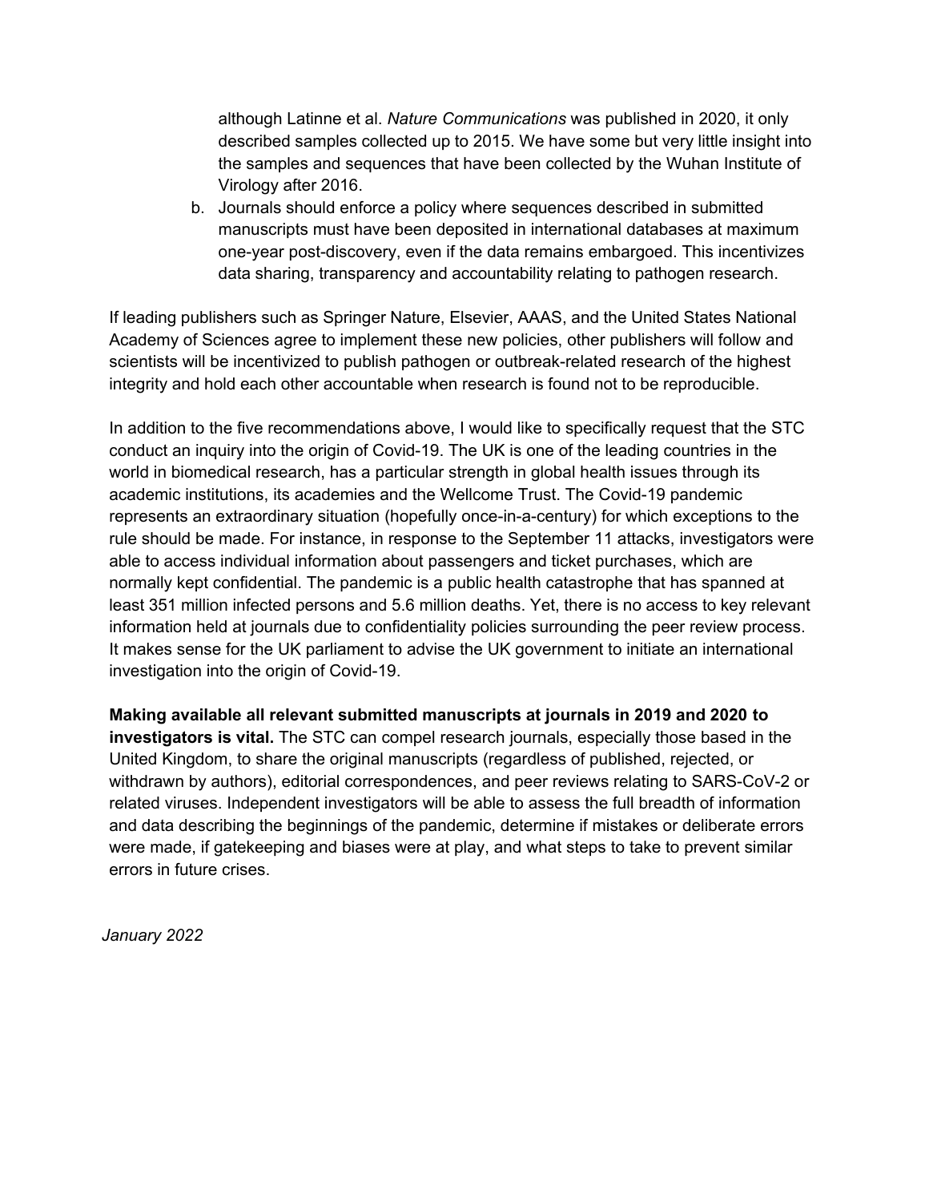although Latinne et al. *Nature Communications* was published in 2020, it only described samples collected up to 2015. We have some but very little insight into the samples and sequences that have been collected by the Wuhan Institute of Virology after 2016.

b. Journals should enforce a policy where sequences described in submitted manuscripts must have been deposited in international databases at maximum one-year post-discovery, even if the data remains embargoed. This incentivizes data sharing, transparency and accountability relating to pathogen research.

If leading publishers such as Springer Nature, Elsevier, AAAS, and the United States National Academy of Sciences agree to implement these new policies, other publishers will follow and scientists will be incentivized to publish pathogen or outbreak-related research of the highest integrity and hold each other accountable when research is found not to be reproducible.

In addition to the five recommendations above, I would like to specifically request that the STC conduct an inquiry into the origin of Covid-19. The UK is one of the leading countries in the world in biomedical research, has a particular strength in global health issues through its academic institutions, its academies and the Wellcome Trust. The Covid-19 pandemic represents an extraordinary situation (hopefully once-in-a-century) for which exceptions to the rule should be made. For instance, in response to the September 11 attacks, investigators were able to access individual information about passengers and ticket purchases, which are normally kept confidential. The pandemic is a public health catastrophe that has spanned at least 351 million infected persons and 5.6 million deaths. Yet, there is no access to key relevant information held at journals due to confidentiality policies surrounding the peer review process. It makes sense for the UK parliament to advise the UK government to initiate an international investigation into the origin of Covid-19.

**Making available all relevant submitted manuscripts at journals in 2019 and 2020 to investigators is vital.** The STC can compel research journals, especially those based in the United Kingdom, to share the original manuscripts (regardless of published, rejected, or withdrawn by authors), editorial correspondences, and peer reviews relating to SARS-CoV-2 or related viruses. Independent investigators will be able to assess the full breadth of information and data describing the beginnings of the pandemic, determine if mistakes or deliberate errors were made, if gatekeeping and biases were at play, and what steps to take to prevent similar errors in future crises.

*January 2022*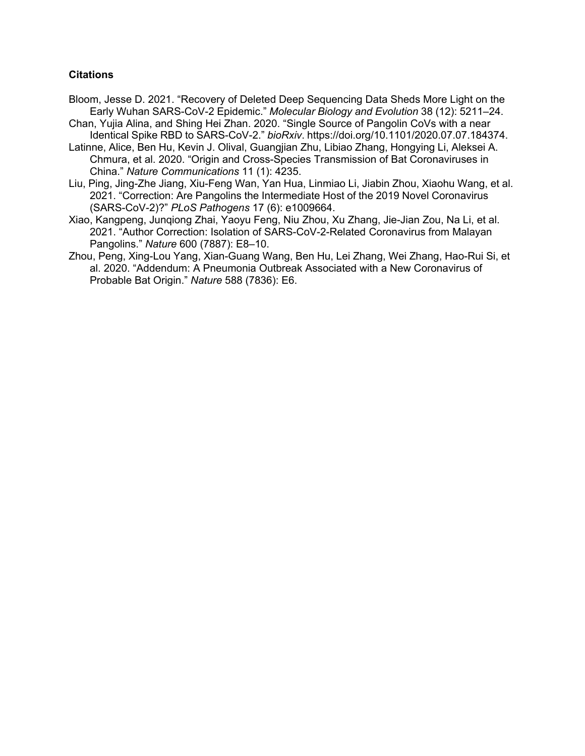**Citations**

Bloom, Jesse D. 2021. "Recovery of Deleted Deep Sequencing Data Sheds More Light on the Early Wuhan SARS-CoV-2 Epidemic." *Molecular Biology and Evolution* 38 (12): 5211–24.

Chan, Yujia Alina, and Shing Hei Zhan. 2020. "Single Source of Pangolin CoVs with a near Identical Spike RBD to SARS-CoV-2." *bioRxiv*. https://doi.org/10.1101/2020.07.07.184374.

Latinne, Alice, Ben Hu, Kevin J. Olival, Guangjian Zhu, Libiao Zhang, Hongying Li, Aleksei A. Chmura, et al. 2020. "Origin and Cross-Species Transmission of Bat Coronaviruses in China." *Nature Communications* 11 (1): 4235.

Liu, Ping, Jing-Zhe Jiang, Xiu-Feng Wan, Yan Hua, Linmiao Li, Jiabin Zhou, Xiaohu Wang, et al. 2021. "Correction: Are Pangolins the Intermediate Host of the 2019 Novel Coronavirus (SARS-CoV-2)?" *PLoS Pathogens* 17 (6): e1009664.

Xiao, Kangpeng, Junqiong Zhai, Yaoyu Feng, Niu Zhou, Xu Zhang, Jie-Jian Zou, Na Li, et al. 2021. "Author Correction: Isolation of SARS-CoV-2-Related Coronavirus from Malayan Pangolins." *Nature* 600 (7887): E8–10.

Zhou, Peng, Xing-Lou Yang, Xian-Guang Wang, Ben Hu, Lei Zhang, Wei Zhang, Hao-Rui Si, et al. 2020. "Addendum: A Pneumonia Outbreak Associated with a New Coronavirus of Probable Bat Origin." *Nature* 588 (7836): E6.